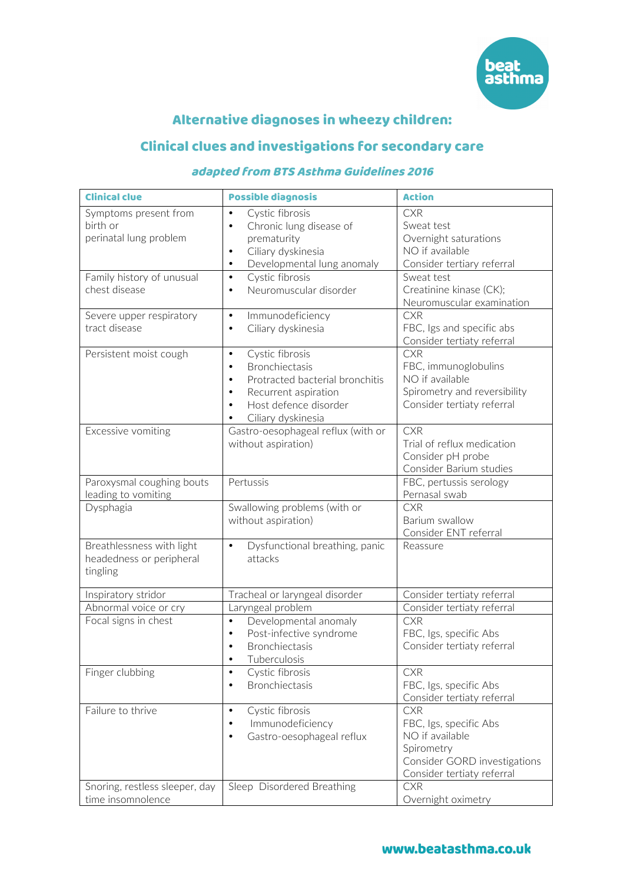## Alternative diagnoses in wheezy children:

## Clinical clues and investigations for secondary care

### *adapted from BTS Asthma Guidelines 2016*

| Clinical clue | Possible diagnosis | Action |
|---|---|---|
| Symptoms present from birth or perinatal lung problem | • Cystic fibrosis<br>• Chronic lung disease of prematurity<br>• Ciliary dyskinesia<br>• Developmental lung anomaly | CXR<br>Sweat test<br>Overnight saturations<br>NO if available<br>Consider tertiary referral |
| Family history of unusual chest disease | • Cystic fibrosis<br>• Neuromuscular disorder | Sweat test<br>Creatinine kinase (CK);<br>Neuromuscular examination |
| Severe upper respiratory tract disease | • Immunodeficiency<br>• Ciliary dyskinesia | CXR<br>FBC, Igs and specific abs<br>Consider tertiaty referral |
| Persistent moist cough | • Cystic fibrosis<br>• Bronchiectasis<br>• Protracted bacterial bronchitis<br>• Recurrent aspiration<br>• Host defence disorder<br>• Ciliary dyskinesia | CXR<br>FBC, immunoglobulins<br>NO if available<br>Spirometry and reversibility<br>Consider tertiaty referral |
| Excessive vomiting | Gastro-oesophageal reflux (with or without aspiration) | CXR<br>Trial of reflux medication<br>Consider pH probe<br>Consider Barium studies |
| Paroxysmal coughing bouts leading to vomiting | Pertussis | FBC, pertussis serology<br>Pernasal swab |
| Dysphagia | Swallowing problems (with or without aspiration) | CXR<br>Barium swallow<br>Consider ENT referral |
| Breathlessness with light headedness or peripheral tingling | • Dysfunctional breathing, panic attacks | Reassure |
| Inspiratory stridor | Tracheal or laryngeal disorder | Consider tertiaty referral |
| Abnormal voice or cry | Laryngeal problem | Consider tertiaty referral |
| Focal signs in chest | • Developmental anomaly<br>• Post-infective syndrome<br>• Bronchiectasis<br>• Tuberculosis | CXR<br>FBC, Igs, specific Abs<br>Consider tertiaty referral |
| Finger clubbing | • Cystic fibrosis<br>• Bronchiectasis | CXR<br>FBC, Igs, specific Abs<br>Consider tertiaty referral |
| Failure to thrive | • Cystic fibrosis<br>• Immunodeficiency<br>• Gastro-oesophageal reflux | CXR<br>FBC, Igs, specific Abs<br>NO if available<br>Spirometry<br>Consider GORD investigations<br>Consider tertiaty referral |
| Snoring, restless sleeper, day time insomnolence | Sleep Disordered Breathing | CXR<br>Overnight oximetry |

www.beatasthma.co.uk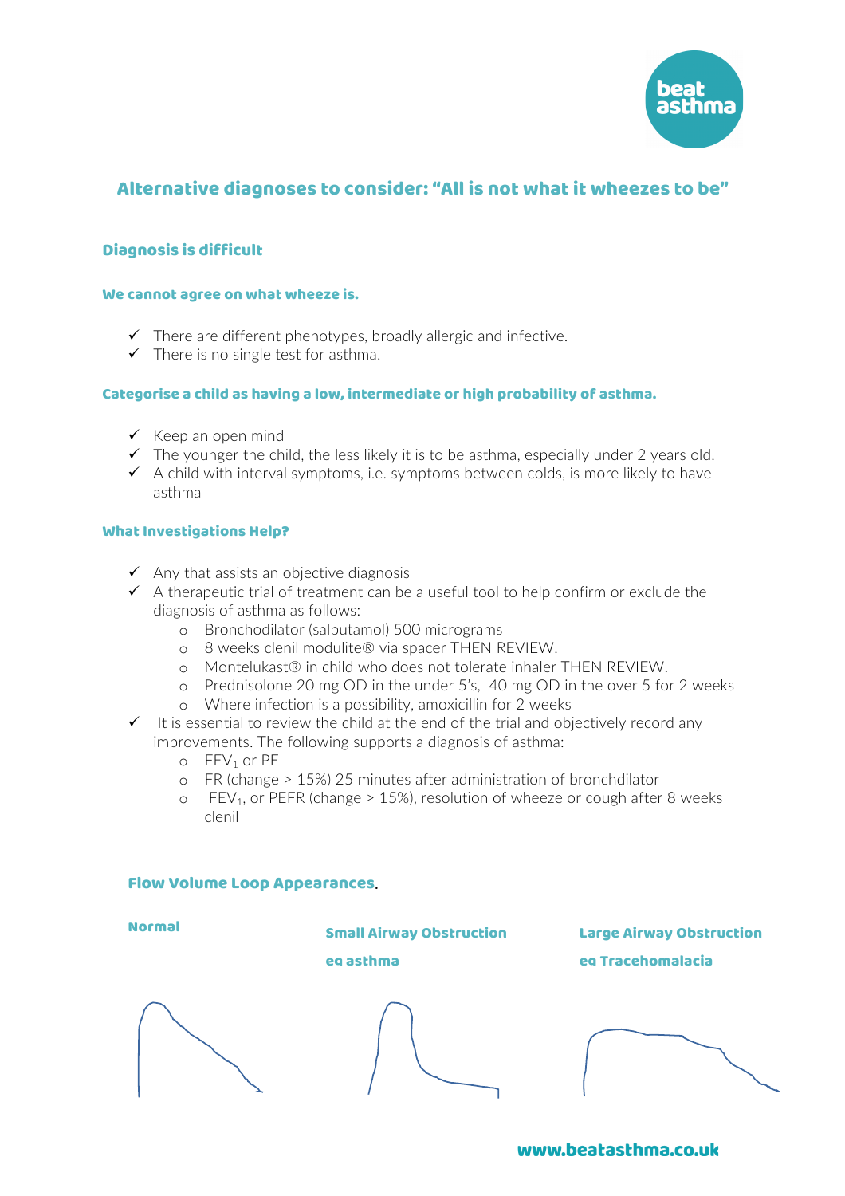## Alternative diagnoses to consider: "All is not what it wheezes to be"

### Diagnosis is difficult

#### We cannot agree on what wheeze is.

- ✓ There are different phenotypes, broadly allergic and infective.
- ✓ There is no single test for asthma.

#### Categorise a child as having a low, intermediate or high probability of asthma.

- ✓ Keep an open mind
- ✓ The younger the child, the less likely it is to be asthma, especially under 2 years old.
- ✓ A child with interval symptoms, i.e. symptoms between colds, is more likely to have asthma

#### What Investigations Help?

- ✓ Any that assists an objective diagnosis
- ✓ A therapeutic trial of treatment can be a useful tool to help confirm or exclude the diagnosis of asthma as follows:
  - Bronchodilator (salbutamol) 500 micrograms
  - 8 weeks clenil modulite® via spacer THEN REVIEW.
  - Montelukast® in child who does not tolerate inhaler THEN REVIEW.
  - Prednisolone 20 mg OD in the under 5's, 40 mg OD in the over 5 for 2 weeks
  - Where infection is a possibility, amoxicillin for 2 weeks
- ✓ It is essential to review the child at the end of the trial and objectively record any improvements. The following supports a diagnosis of asthma:
  - $FEV_1$ or PE
  - FR (change > 15%) 25 minutes after administration of bronchdilator
  - $FEV_1$, or PEFR (change > 15%), resolution of wheeze or cough after 8 weeks clenil

### Flow Volume Loop Appearances.

Normal

Small Airway Obstruction
eg asthma

Large Airway Obstruction
eg Tracehomalacia

www.beatasthma.co.uk